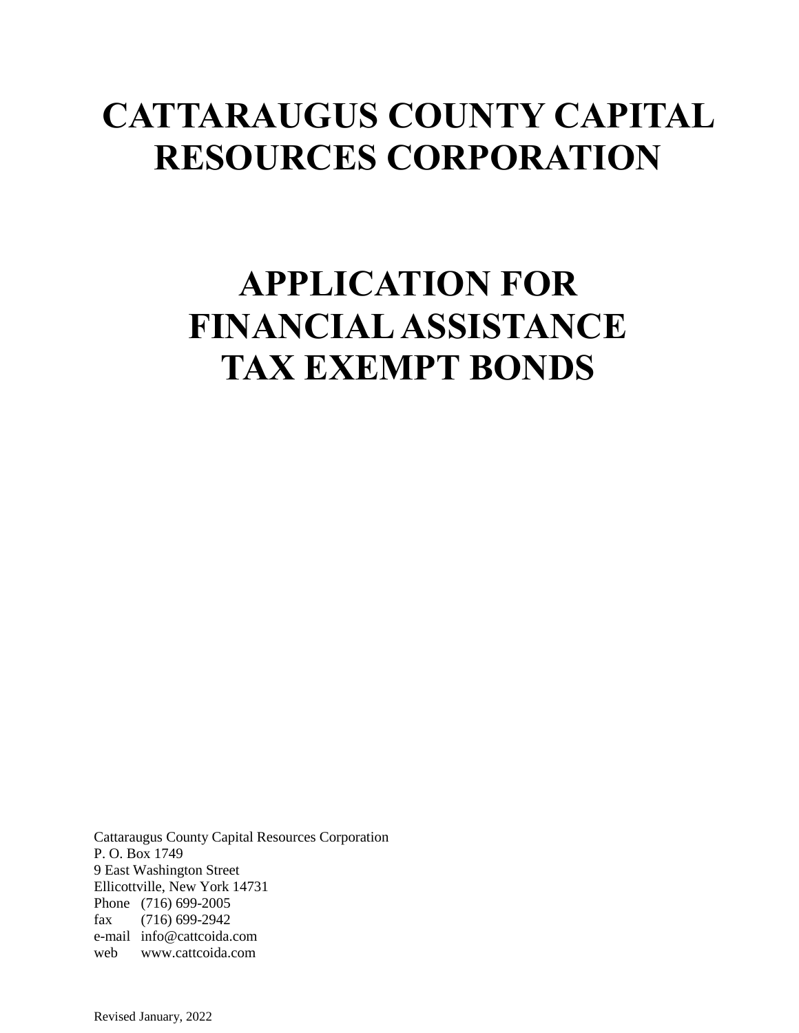# CATTARAUGUS COUNTY CAPITAL RESOURCES CORPORATION

# APPLICATION FOR FINANCIAL ASSISTANCE TAX EXEMPT BONDS

Cattaraugus County Capital Resources Corporation
P. O. Box 1749
9 East Washington Street
Ellicottville, New York 14731
Phone (716) 699-2005
fax (716) 699-2942
e-mail info@cattcoida.com
web www.cattcoida.com

Revised January, 2022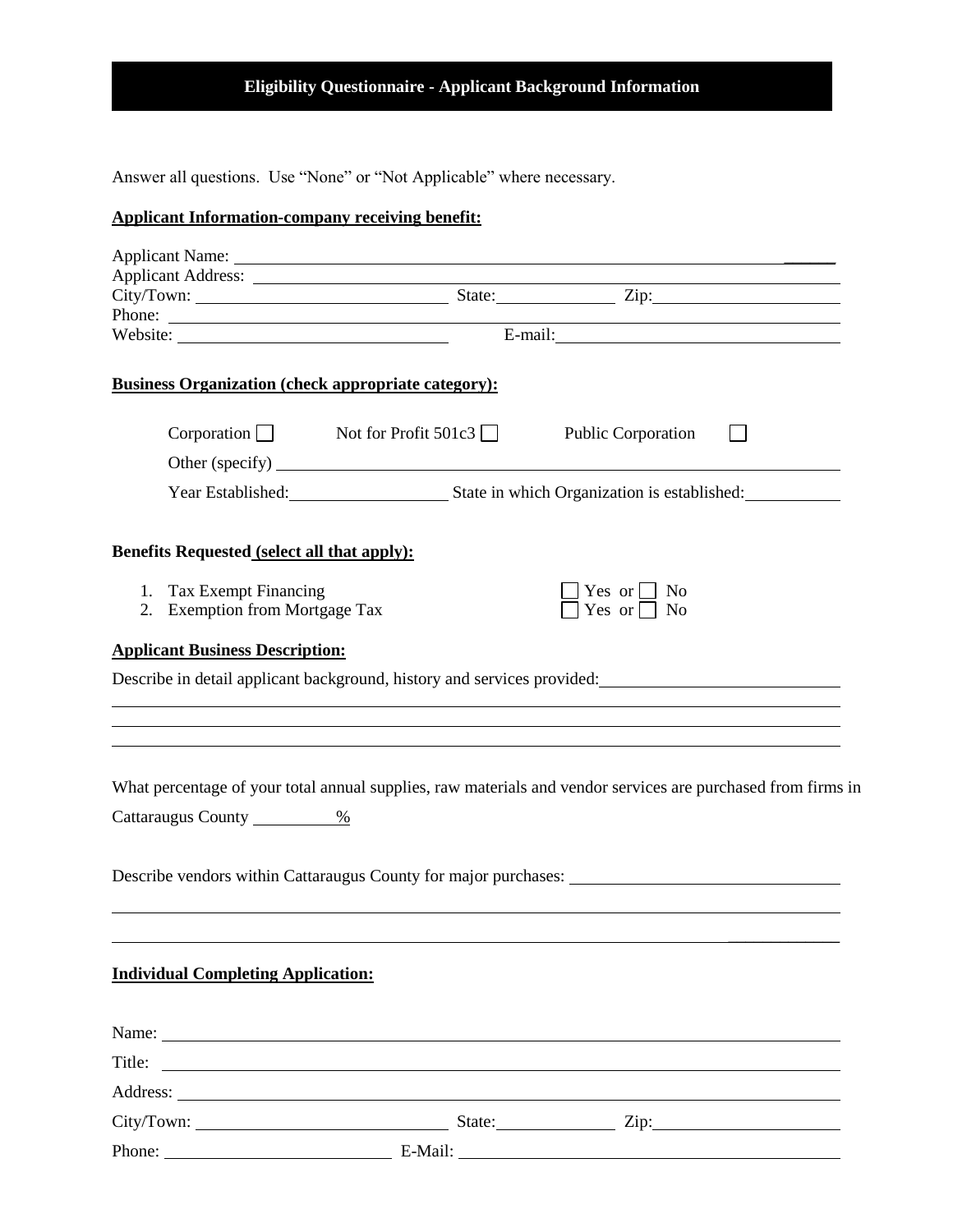# Eligibility Questionnaire - Applicant Background Information

Answer all questions. Use "None" or "Not Applicable" where necessary.

**Applicant Information-company receiving benefit:**

Applicant Name: ______________________________________________

Applicant Address: ______________________________________________

City/Town: ____________________ State: __________ Zip: ______________

Phone: ______________________________________________

Website: ____________________ E-mail: ____________________

**Business Organization (check appropriate category):**

Corporation ☐ Not for Profit 501c3 ☐ Public Corporation ☐

Other (specify) ______________________________________________

Year Established: ____________ State in which Organization is established: ____________

**Benefits Requested (select all that apply):**

1. Tax Exempt Financing ☐ Yes or ☐ No
2. Exemption from Mortgage Tax ☐ Yes or ☐ No

**Applicant Business Description:**

Describe in detail applicant background, history and services provided: ____________________

______________________________________________

______________________________________________

______________________________________________

What percentage of your total annual supplies, raw materials and vendor services are purchased from firms in Cattaraugus County ________%

Describe vendors within Cattaraugus County for major purchases: ____________________

______________________________________________

______________________________________________

**Individual Completing Application:**

Name: ______________________________________________

Title: ______________________________________________

Address: ______________________________________________

City/Town: ____________________ State: __________ Zip: ______________

Phone: ____________________ E-Mail: ____________________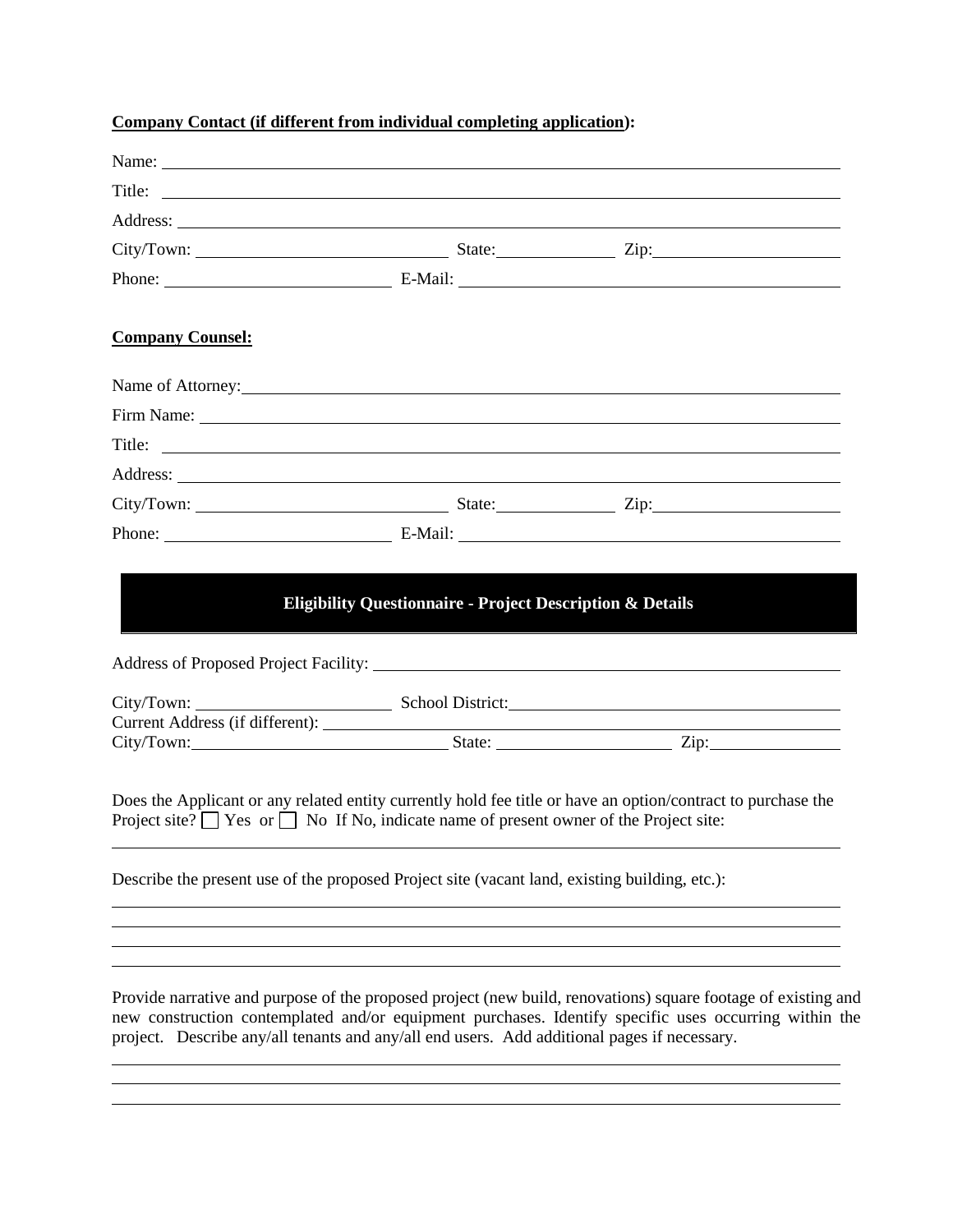**<u>Company Contact (if different from individual completing application</u>):**

Name: ______________________________________________

Title: ______________________________________________

Address: ______________________________________________

City/Town: ____________________ State: ____________ Zip: ____________

Phone: ____________________ E-Mail: ______________________________

**<u>Company Counsel:</u>**

Name of Attorney: ______________________________________________

Firm Name: ______________________________________________

Title: ______________________________________________

Address: ______________________________________________

City/Town: ____________________ State: ____________ Zip: ____________

Phone: ____________________ E-Mail: ______________________________

## Eligibility Questionnaire - Project Description & Details

Address of Proposed Project Facility: ______________________________________________

City/Town: ____________________ School District: ______________________________

Current Address (if different): ______________________________________________

City/Town: ____________________ State: ____________ Zip: ____________

Does the Applicant or any related entity currently hold fee title or have an option/contract to purchase the Project site? ☐ Yes or ☐ No If No, indicate name of present owner of the Project site:

______________________________________________

Describe the present use of the proposed Project site (vacant land, existing building, etc.):

______________________________________________

______________________________________________

______________________________________________

______________________________________________

Provide narrative and purpose of the proposed project (new build, renovations) square footage of existing and new construction contemplated and/or equipment purchases. Identify specific uses occurring within the project. Describe any/all tenants and any/all end users. Add additional pages if necessary.

______________________________________________

______________________________________________

______________________________________________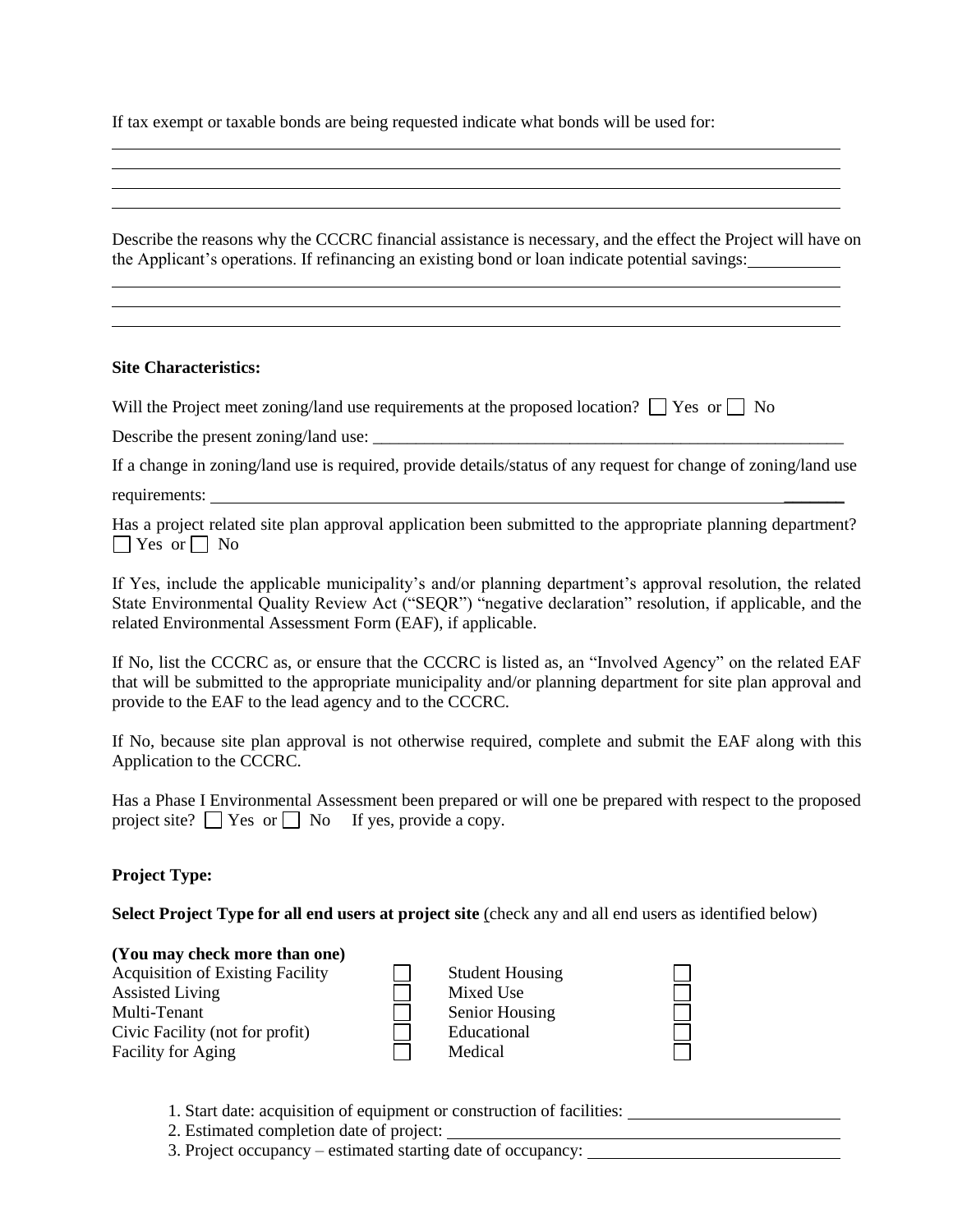If tax exempt or taxable bonds are being requested indicate what bonds will be used for:

______________________________________________________________________________
______________________________________________________________________________
______________________________________________________________________________
______________________________________________________________________________

Describe the reasons why the CCCRC financial assistance is necessary, and the effect the Project will have on the Applicant's operations. If refinancing an existing bond or loan indicate potential savings: __________

______________________________________________________________________________
______________________________________________________________________________
______________________________________________________________________________

**Site Characteristics:**

Will the Project meet zoning/land use requirements at the proposed location? ☐ Yes or ☐ No

Describe the present zoning/land use: ______________________________________________________

If a change in zoning/land use is required, provide details/status of any request for change of zoning/land use requirements: ______________________________________________________________________

Has a project related site plan approval application been submitted to the appropriate planning department? ☐ Yes or ☐ No

If Yes, include the applicable municipality's and/or planning department's approval resolution, the related State Environmental Quality Review Act ("SEQR") "negative declaration" resolution, if applicable, and the related Environmental Assessment Form (EAF), if applicable.

If No, list the CCCRC as, or ensure that the CCCRC is listed as, an "Involved Agency" on the related EAF that will be submitted to the appropriate municipality and/or planning department for site plan approval and provide to the EAF to the lead agency and to the CCCRC.

If No, because site plan approval is not otherwise required, complete and submit the EAF along with this Application to the CCCRC.

Has a Phase I Environmental Assessment been prepared or will one be prepared with respect to the proposed project site? ☐ Yes or ☐ No If yes, provide a copy.

**Project Type:**

**Select Project Type for all end users at project site** (check any and all end users as identified below)

**(You may check more than one)**

| | | | |
|---|---|---|---|
| Acquisition of Existing Facility | ☐ | Student Housing | ☐ |
| Assisted Living | ☐ | Mixed Use | ☐ |
| Multi-Tenant | ☐ | Senior Housing | ☐ |
| Civic Facility (not for profit) | ☐ | Educational | ☐ |
| Facility for Aging | ☐ | Medical | ☐ |

1. Start date: acquisition of equipment or construction of facilities: ______________________
2. Estimated completion date of project: ______________________________________________
3. Project occupancy – estimated starting date of occupancy: ____________________________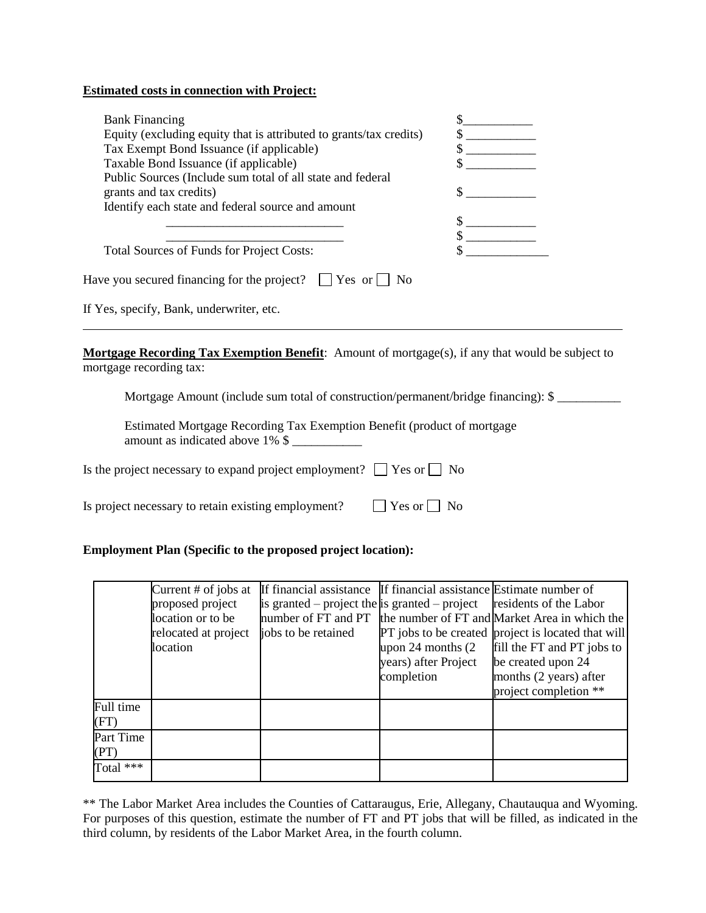**Estimated costs in connection with Project:**

Bank Financing $___________
Equity (excluding equity that is attributed to grants/tax credits) $ ___________
Tax Exempt Bond Issuance (if applicable) $ ___________
Taxable Bond Issuance (if applicable) $ ___________
Public Sources (Include sum total of all state and federal grants and tax credits) $ ___________
Identify each state and federal source and amount
____________________________ $ ___________
____________________________ $ ___________
Total Sources of Funds for Project Costs: $ _____________

Have you secured financing for the project? ☐ Yes or ☐ No

If Yes, specify, Bank, underwriter, etc.

---

**Mortgage Recording Tax Exemption Benefit**: Amount of mortgage(s), if any that would be subject to mortgage recording tax:

Mortgage Amount (include sum total of construction/permanent/bridge financing): $ __________

Estimated Mortgage Recording Tax Exemption Benefit (product of mortgage amount as indicated above 1% $ ___________

Is the project necessary to expand project employment? ☐ Yes or ☐ No

Is project necessary to retain existing employment? ☐ Yes or ☐ No

**Employment Plan (Specific to the proposed project location):**

| | Current # of jobs at proposed project location or to be relocated at project location | If financial assistance is granted – project the number of FT and PT jobs to be retained | If financial assistance is granted – project the number of FT and PT jobs to be created upon 24 months (2 years) after Project completion | Estimate number of residents of the Labor Market Area in which the project is located that will fill the FT and PT jobs to be created upon 24 months (2 years) after project completion ** |
|---|---|---|---|---|
| Full time (FT) | | | | |
| Part Time (PT) | | | | |
| Total *** | | | | |

** The Labor Market Area includes the Counties of Cattaraugus, Erie, Allegany, Chautauqua and Wyoming. For purposes of this question, estimate the number of FT and PT jobs that will be filled, as indicated in the third column, by residents of the Labor Market Area, in the fourth column.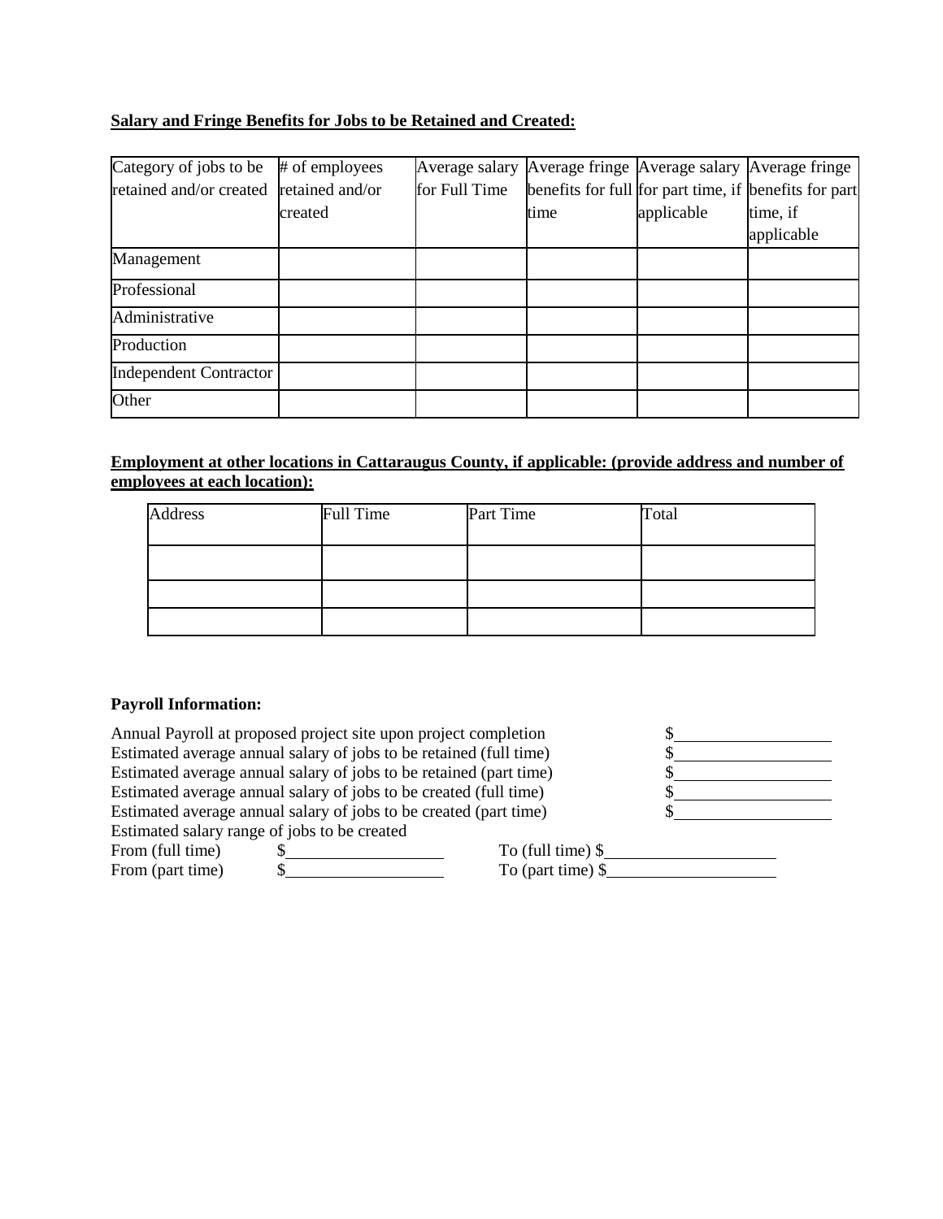**Salary and Fringe Benefits for Jobs to be Retained and Created:**

| Category of jobs to be retained and/or created | # of employees retained and/or created | Average salary for Full Time | Average fringe benefits for full time | Average salary for part time, if applicable | Average fringe benefits for part time, if applicable |
|---|---|---|---|---|---|
| Management | | | | | |
| Professional | | | | | |
| Administrative | | | | | |
| Production | | | | | |
| Independent Contractor | | | | | |
| Other | | | | | |

**Employment at other locations in Cattaraugus County, if applicable: (provide address and number of employees at each location):**

| Address | Full Time | Part Time | Total |
|---|---|---|---|
| | | | |
| | | | |
| | | | |

**Payroll Information:**

Annual Payroll at proposed project site upon project completion $\_\_\_\_\_\_\_\_\_\_

Estimated average annual salary of jobs to be retained (full time) $\_\_\_\_\_\_\_\_\_\_

Estimated average annual salary of jobs to be retained (part time) $\_\_\_\_\_\_\_\_\_\_

Estimated average annual salary of jobs to be created (full time) $\_\_\_\_\_\_\_\_\_\_

Estimated average annual salary of jobs to be created (part time) $\_\_\_\_\_\_\_\_\_\_

Estimated salary range of jobs to be created

From (full time) $\_\_\_\_\_\_\_\_\_\_ To (full time) $\_\_\_\_\_\_\_\_\_\_

From (part time) $\_\_\_\_\_\_\_\_\_\_ To (part time) $\_\_\_\_\_\_\_\_\_\_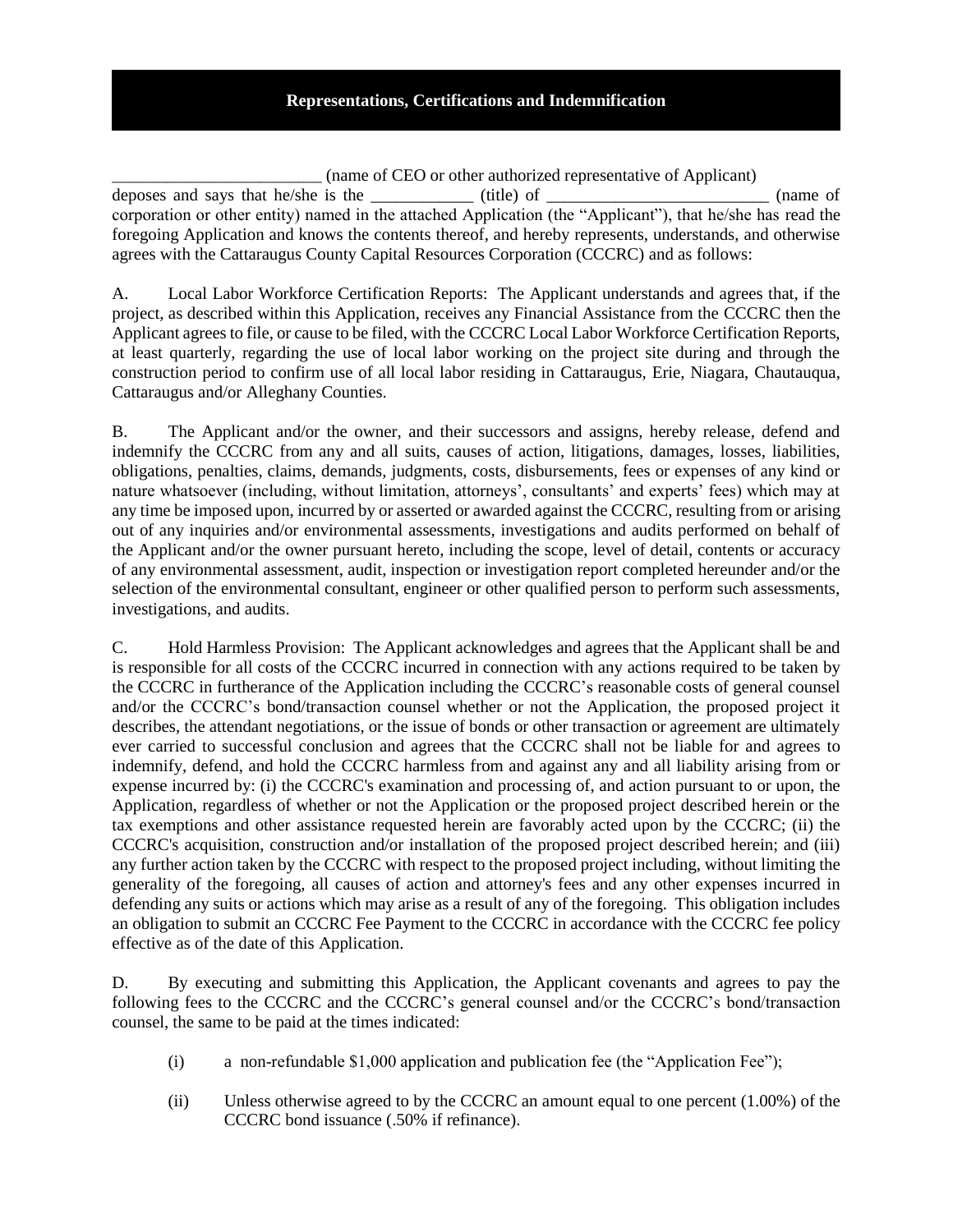## Representations, Certifications and Indemnification

_________________________ (name of CEO or other authorized representative of Applicant) deposes and says that he/she is the ____________ (title) of __________________________ (name of corporation or other entity) named in the attached Application (the "Applicant"), that he/she has read the foregoing Application and knows the contents thereof, and hereby represents, understands, and otherwise agrees with the Cattaraugus County Capital Resources Corporation (CCCRC) and as follows:

A. Local Labor Workforce Certification Reports: The Applicant understands and agrees that, if the project, as described within this Application, receives any Financial Assistance from the CCCRC then the Applicant agrees to file, or cause to be filed, with the CCCRC Local Labor Workforce Certification Reports, at least quarterly, regarding the use of local labor working on the project site during and through the construction period to confirm use of all local labor residing in Cattaraugus, Erie, Niagara, Chautauqua, Cattaraugus and/or Alleghany Counties.

B. The Applicant and/or the owner, and their successors and assigns, hereby release, defend and indemnify the CCCRC from any and all suits, causes of action, litigations, damages, losses, liabilities, obligations, penalties, claims, demands, judgments, costs, disbursements, fees or expenses of any kind or nature whatsoever (including, without limitation, attorneys', consultants' and experts' fees) which may at any time be imposed upon, incurred by or asserted or awarded against the CCCRC, resulting from or arising out of any inquiries and/or environmental assessments, investigations and audits performed on behalf of the Applicant and/or the owner pursuant hereto, including the scope, level of detail, contents or accuracy of any environmental assessment, audit, inspection or investigation report completed hereunder and/or the selection of the environmental consultant, engineer or other qualified person to perform such assessments, investigations, and audits.

C. Hold Harmless Provision: The Applicant acknowledges and agrees that the Applicant shall be and is responsible for all costs of the CCCRC incurred in connection with any actions required to be taken by the CCCRC in furtherance of the Application including the CCCRC's reasonable costs of general counsel and/or the CCCRC's bond/transaction counsel whether or not the Application, the proposed project it describes, the attendant negotiations, or the issue of bonds or other transaction or agreement are ultimately ever carried to successful conclusion and agrees that the CCCRC shall not be liable for and agrees to indemnify, defend, and hold the CCCRC harmless from and against any and all liability arising from or expense incurred by: (i) the CCCRC's examination and processing of, and action pursuant to or upon, the Application, regardless of whether or not the Application or the proposed project described herein or the tax exemptions and other assistance requested herein are favorably acted upon by the CCCRC; (ii) the CCCRC's acquisition, construction and/or installation of the proposed project described herein; and (iii) any further action taken by the CCCRC with respect to the proposed project including, without limiting the generality of the foregoing, all causes of action and attorney's fees and any other expenses incurred in defending any suits or actions which may arise as a result of any of the foregoing. This obligation includes an obligation to submit an CCCRC Fee Payment to the CCCRC in accordance with the CCCRC fee policy effective as of the date of this Application.

D. By executing and submitting this Application, the Applicant covenants and agrees to pay the following fees to the CCCRC and the CCCRC's general counsel and/or the CCCRC's bond/transaction counsel, the same to be paid at the times indicated:

(i) a non-refundable $1,000 application and publication fee (the "Application Fee");

(ii) Unless otherwise agreed to by the CCCRC an amount equal to one percent (1.00%) of the CCCRC bond issuance (.50% if refinance).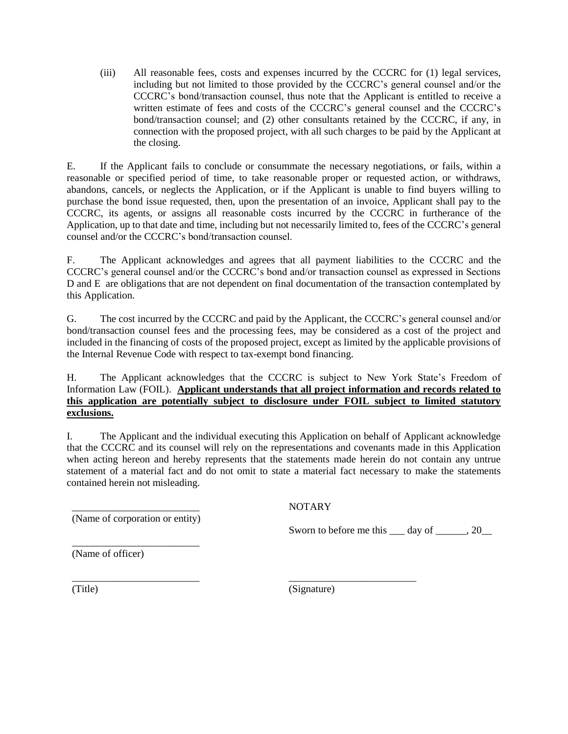(iii) All reasonable fees, costs and expenses incurred by the CCCRC for (1) legal services, including but not limited to those provided by the CCCRC's general counsel and/or the CCCRC's bond/transaction counsel, thus note that the Applicant is entitled to receive a written estimate of fees and costs of the CCCRC's general counsel and the CCCRC's bond/transaction counsel; and (2) other consultants retained by the CCCRC, if any, in connection with the proposed project, with all such charges to be paid by the Applicant at the closing.

E. If the Applicant fails to conclude or consummate the necessary negotiations, or fails, within a reasonable or specified period of time, to take reasonable proper or requested action, or withdraws, abandons, cancels, or neglects the Application, or if the Applicant is unable to find buyers willing to purchase the bond issue requested, then, upon the presentation of an invoice, Applicant shall pay to the CCCRC, its agents, or assigns all reasonable costs incurred by the CCCRC in furtherance of the Application, up to that date and time, including but not necessarily limited to, fees of the CCCRC's general counsel and/or the CCCRC's bond/transaction counsel.

F. The Applicant acknowledges and agrees that all payment liabilities to the CCCRC and the CCCRC's general counsel and/or the CCCRC's bond and/or transaction counsel as expressed in Sections D and E are obligations that are not dependent on final documentation of the transaction contemplated by this Application.

G. The cost incurred by the CCCRC and paid by the Applicant, the CCCRC's general counsel and/or bond/transaction counsel fees and the processing fees, may be considered as a cost of the project and included in the financing of costs of the proposed project, except as limited by the applicable provisions of the Internal Revenue Code with respect to tax-exempt bond financing.

H. The Applicant acknowledges that the CCCRC is subject to New York State's Freedom of Information Law (FOIL). **Applicant understands that all project information and records related to this application are potentially subject to disclosure under FOIL subject to limited statutory exclusions.**

I. The Applicant and the individual executing this Application on behalf of Applicant acknowledge that the CCCRC and its counsel will rely on the representations and covenants made in this Application when acting hereon and hereby represents that the statements made herein do not contain any untrue statement of a material fact and do not omit to state a material fact necessary to make the statements contained herein not misleading.

_________________________
(Name of corporation or entity)

_________________________
(Name of officer)

_________________________
(Title)

NOTARY

Sworn to before me this ___ day of ______, 20__

_________________________
(Signature)